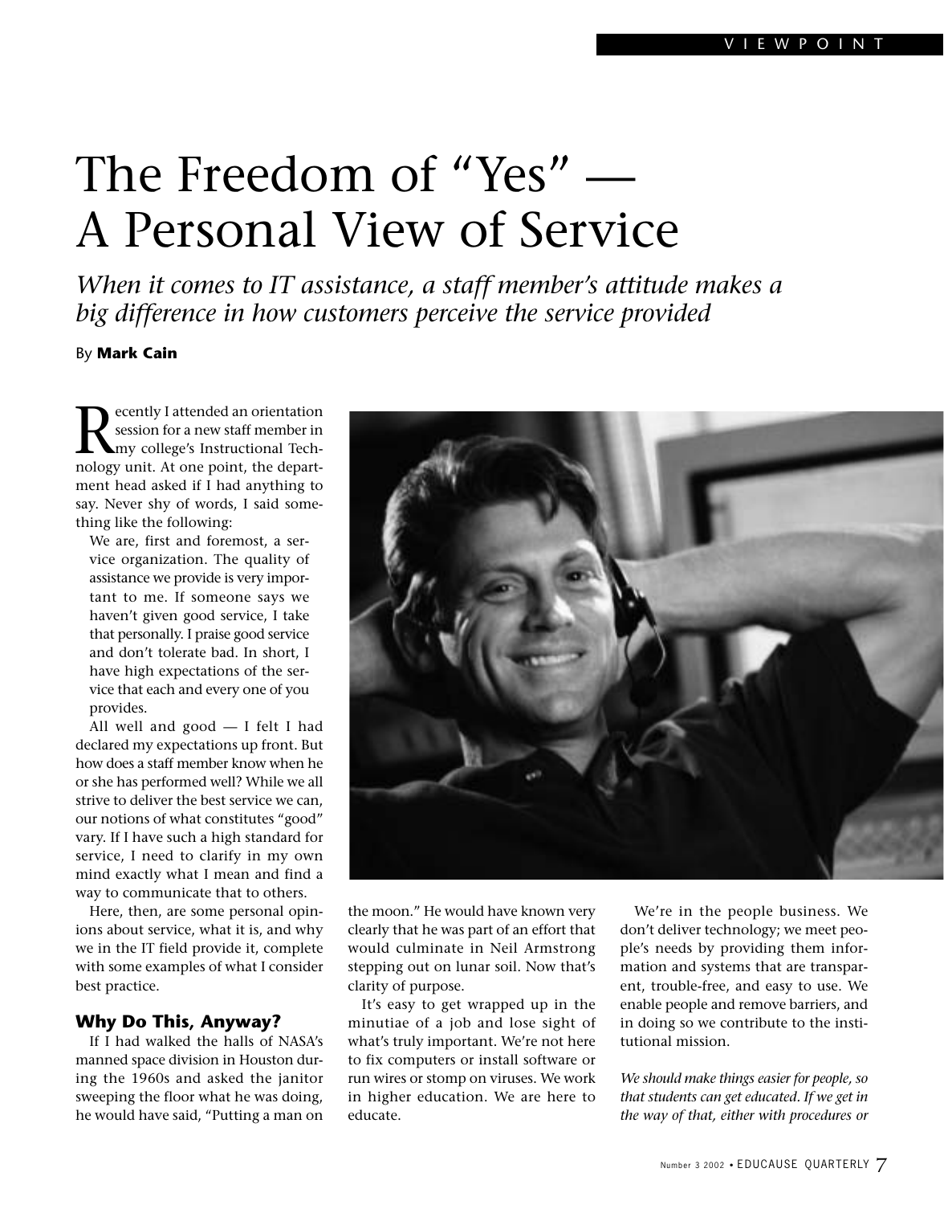# The Freedom of "Yes" — A Personal View of Service

*When it comes to IT assistance, a staff member's attitude makes a big difference in how customers perceive the service provided*

By **Mark Cain**

Recently I attended an orientation session for a new staff member in my college's Instructional Technology unit. At one point, the department head asked if I had anything to say. Never shy of words, I said something like the following:

> We are, first and foremost, a service organization. The quality of assistance we provide is very important to me. If someone says we haven't given good service, I take that personally. I praise good service and don't tolerate bad. In short, I have high expectations of the service that each and every one of you provides.

All well and good — I felt I had declared my expectations up front. But how does a staff member know when he or she has performed well? While we all strive to deliver the best service we can, our notions of what constitutes "good" vary. If I have such a high standard for service, I need to clarify in my own mind exactly what I mean and find a way to communicate that to others.

Here, then, are some personal opinions about service, what it is, and why we in the IT field provide it, complete with some examples of what I consider best practice.

## Why Do This, Anyway?

If I had walked the halls of NASA's manned space division in Houston during the 1960s and asked the janitor sweeping the floor what he was doing, he would have said, "Putting a man on the moon." He would have known very clearly that he was part of an effort that would culminate in Neil Armstrong stepping out on lunar soil. Now that's clarity of purpose.

It's easy to get wrapped up in the minutiae of a job and lose sight of what's truly important. We're not here to fix computers or install software or run wires or stomp on viruses. We work in higher education. We are here to educate.

We're in the people business. We don't deliver technology; we meet people's needs by providing them information and systems that are transparent, trouble-free, and easy to use. We enable people and remove barriers, and in doing so we contribute to the institutional mission.

*We should make things easier for people, so that students can get educated. If we get in the way of that, either with procedures or*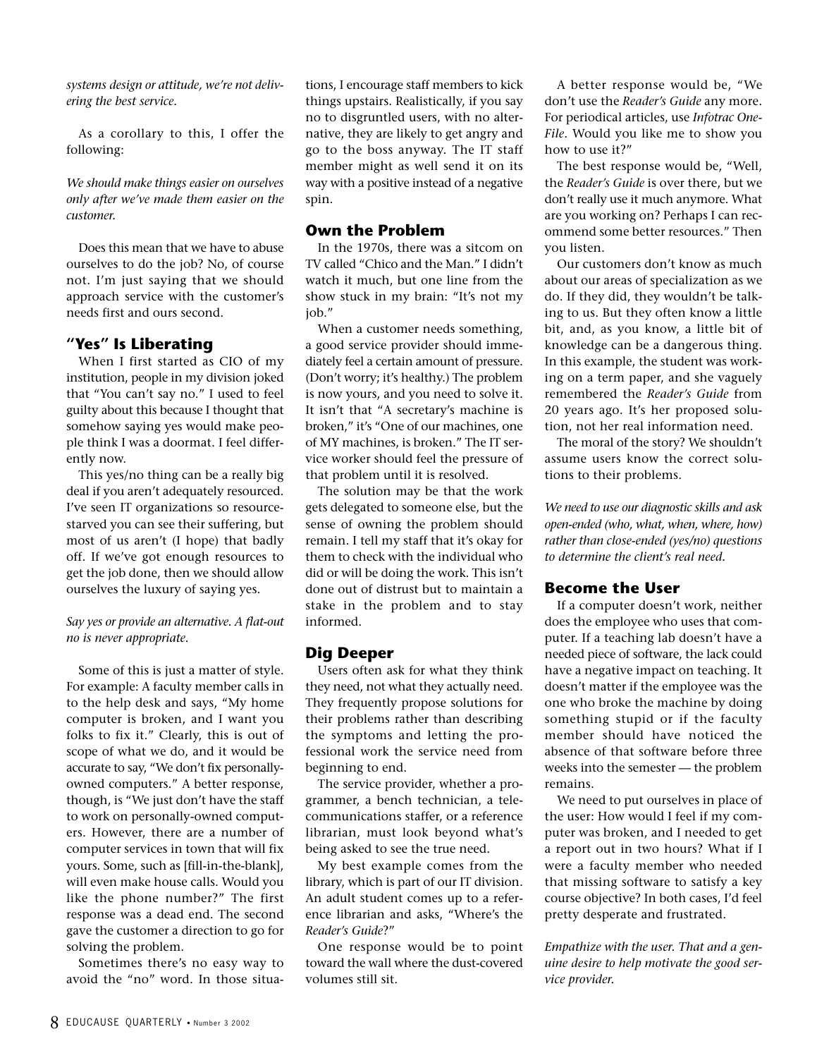*systems design or attitude, we're not delivering the best service.*

As a corollary to this, I offer the following:

*We should make things easier on ourselves only after we've made them easier on the customer.*

Does this mean that we have to abuse ourselves to do the job? No, of course not. I'm just saying that we should approach service with the customer's needs first and ours second.

## "Yes" Is Liberating

When I first started as CIO of my institution, people in my division joked that "You can't say no." I used to feel guilty about this because I thought that somehow saying yes would make people think I was a doormat. I feel differently now.

This yes/no thing can be a really big deal if you aren't adequately resourced. I've seen IT organizations so resource-starved you can see their suffering, but most of us aren't (I hope) that badly off. If we've got enough resources to get the job done, then we should allow ourselves the luxury of saying yes.

*Say yes or provide an alternative. A flat-out no is never appropriate.*

Some of this is just a matter of style. For example: A faculty member calls in to the help desk and says, "My home computer is broken, and I want you folks to fix it." Clearly, this is out of scope of what we do, and it would be accurate to say, "We don't fix personally-owned computers." A better response, though, is "We just don't have the staff to work on personally-owned computers. However, there are a number of computer services in town that will fix yours. Some, such as [fill-in-the-blank], will even make house calls. Would you like the phone number?" The first response was a dead end. The second gave the customer a direction to go for solving the problem.

Sometimes there's no easy way to avoid the "no" word. In those situations, I encourage staff members to kick things upstairs. Realistically, if you say no to disgruntled users, with no alternative, they are likely to get angry and go to the boss anyway. The IT staff member might as well send it on its way with a positive instead of a negative spin.

## Own the Problem

In the 1970s, there was a sitcom on TV called "Chico and the Man." I didn't watch it much, but one line from the show stuck in my brain: "It's not my job."

When a customer needs something, a good service provider should immediately feel a certain amount of pressure. (Don't worry; it's healthy.) The problem is now yours, and you need to solve it. It isn't that "A secretary's machine is broken," it's "One of our machines, one of MY machines, is broken." The IT service worker should feel the pressure of that problem until it is resolved.

The solution may be that the work gets delegated to someone else, but the sense of owning the problem should remain. I tell my staff that it's okay for them to check with the individual who did or will be doing the work. This isn't done out of distrust but to maintain a stake in the problem and to stay informed.

## Dig Deeper

Users often ask for what they think they need, not what they actually need. They frequently propose solutions for their problems rather than describing the symptoms and letting the professional work the service need from beginning to end.

The service provider, whether a programmer, a bench technician, a telecommunications staffer, or a reference librarian, must look beyond what's being asked to see the true need.

My best example comes from the library, which is part of our IT division. An adult student comes up to a reference librarian and asks, "Where's the *Reader's Guide*?"

One response would be to point toward the wall where the dust-covered volumes still sit.

A better response would be, "We don't use the *Reader's Guide* any more. For periodical articles, use *Infotrac OneFile*. Would you like me to show you how to use it?"

The best response would be, "Well, the *Reader's Guide* is over there, but we don't really use it much anymore. What are you working on? Perhaps I can recommend some better resources." Then you listen.

Our customers don't know as much about our areas of specialization as we do. If they did, they wouldn't be talking to us. But they often know a little bit, and, as you know, a little bit of knowledge can be a dangerous thing. In this example, the student was working on a term paper, and she vaguely remembered the *Reader's Guide* from 20 years ago. It's her proposed solution, not her real information need.

The moral of the story? We shouldn't assume users know the correct solutions to their problems.

*We need to use our diagnostic skills and ask open-ended (who, what, when, where, how) rather than close-ended (yes/no) questions to determine the client's real need.*

## Become the User

If a computer doesn't work, neither does the employee who uses that computer. If a teaching lab doesn't have a needed piece of software, the lack could have a negative impact on teaching. It doesn't matter if the employee was the one who broke the machine by doing something stupid or if the faculty member should have noticed the absence of that software before three weeks into the semester — the problem remains.

We need to put ourselves in place of the user: How would I feel if my computer was broken, and I needed to get a report out in two hours? What if I were a faculty member who needed that missing software to satisfy a key course objective? In both cases, I'd feel pretty desperate and frustrated.

*Empathize with the user. That and a genuine desire to help motivate the good service provider.*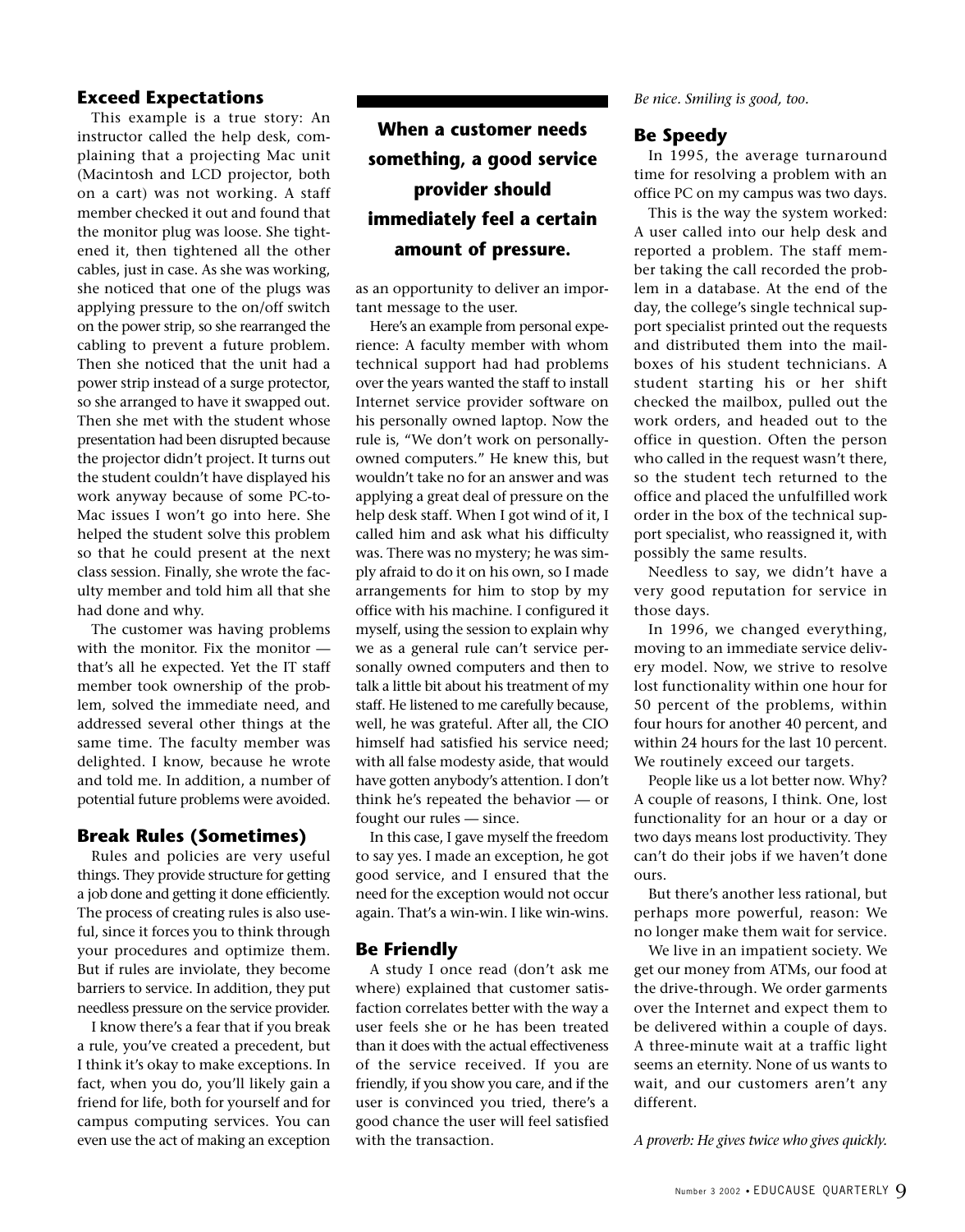## Exceed Expectations

This example is a true story: An instructor called the help desk, complaining that a projecting Mac unit (Macintosh and LCD projector, both on a cart) was not working. A staff member checked it out and found that the monitor plug was loose. She tightened it, then tightened all the other cables, just in case. As she was working, she noticed that one of the plugs was applying pressure to the on/off switch on the power strip, so she rearranged the cabling to prevent a future problem. Then she noticed that the unit had a power strip instead of a surge protector, so she arranged to have it swapped out. Then she met with the student whose presentation had been disrupted because the projector didn't project. It turns out the student couldn't have displayed his work anyway because of some PC-to-Mac issues I won't go into here. She helped the student solve this problem so that he could present at the next class session. Finally, she wrote the faculty member and told him all that she had done and why.

The customer was having problems with the monitor. Fix the monitor — that's all he expected. Yet the IT staff member took ownership of the problem, solved the immediate need, and addressed several other things at the same time. The faculty member was delighted. I know, because he wrote and told me. In addition, a number of potential future problems were avoided.

## Break Rules (Sometimes)

Rules and policies are very useful things. They provide structure for getting a job done and getting it done efficiently. The process of creating rules is also useful, since it forces you to think through your procedures and optimize them. But if rules are inviolate, they become barriers to service. In addition, they put needless pressure on the service provider.

I know there's a fear that if you break a rule, you've created a precedent, but I think it's okay to make exceptions. In fact, when you do, you'll likely gain a friend for life, both for yourself and for campus computing services. You can even use the act of making an exception as an opportunity to deliver an important message to the user.

**When a customer needs something, a good service provider should immediately feel a certain amount of pressure.**

Here's an example from personal experience: A faculty member with whom technical support had had problems over the years wanted the staff to install Internet service provider software on his personally owned laptop. Now the rule is, "We don't work on personally-owned computers." He knew this, but wouldn't take no for an answer and was applying a great deal of pressure on the help desk staff. When I got wind of it, I called him and ask what his difficulty was. There was no mystery; he was simply afraid to do it on his own, so I made arrangements for him to stop by my office with his machine. I configured it myself, using the session to explain why we as a general rule can't service personally owned computers and then to talk a little bit about his treatment of my staff. He listened to me carefully because, well, he was grateful. After all, the CIO himself had satisfied his service need; with all false modesty aside, that would have gotten anybody's attention. I don't think he's repeated the behavior — or fought our rules — since.

In this case, I gave myself the freedom to say yes. I made an exception, he got good service, and I ensured that the need for the exception would not occur again. That's a win-win. I like win-wins.

## Be Friendly

A study I once read (don't ask me where) explained that customer satisfaction correlates better with the way a user feels she or he has been treated than it does with the actual effectiveness of the service received. If you are friendly, if you show you care, and if the user is convinced you tried, there's a good chance the user will feel satisfied with the transaction.

*Be nice. Smiling is good, too.*

## Be Speedy

In 1995, the average turnaround time for resolving a problem with an office PC on my campus was two days.

This is the way the system worked: A user called into our help desk and reported a problem. The staff member taking the call recorded the problem in a database. At the end of the day, the college's single technical support specialist printed out the requests and distributed them into the mailboxes of his student technicians. A student starting his or her shift checked the mailbox, pulled out the work orders, and headed out to the office in question. Often the person who called in the request wasn't there, so the student tech returned to the office and placed the unfulfilled work order in the box of the technical support specialist, who reassigned it, with possibly the same results.

Needless to say, we didn't have a very good reputation for service in those days.

In 1996, we changed everything, moving to an immediate service delivery model. Now, we strive to resolve lost functionality within one hour for 50 percent of the problems, within four hours for another 40 percent, and within 24 hours for the last 10 percent. We routinely exceed our targets.

People like us a lot better now. Why? A couple of reasons, I think. One, lost functionality for an hour or a day or two days means lost productivity. They can't do their jobs if we haven't done ours.

But there's another less rational, but perhaps more powerful, reason: We no longer make them wait for service.

We live in an impatient society. We get our money from ATMs, our food at the drive-through. We order garments over the Internet and expect them to be delivered within a couple of days. A three-minute wait at a traffic light seems an eternity. None of us wants to wait, and our customers aren't any different.

*A proverb: He gives twice who gives quickly.*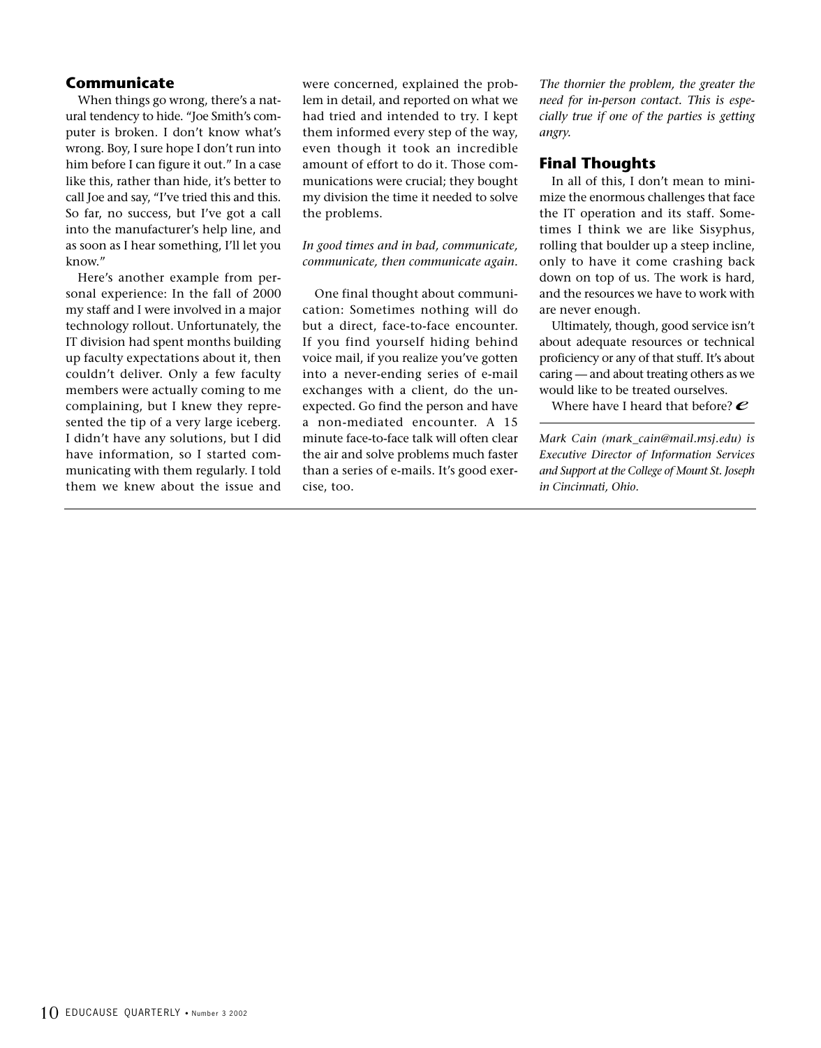## Communicate

When things go wrong, there's a natural tendency to hide. "Joe Smith's computer is broken. I don't know what's wrong. Boy, I sure hope I don't run into him before I can figure it out." In a case like this, rather than hide, it's better to call Joe and say, "I've tried this and this. So far, no success, but I've got a call into the manufacturer's help line, and as soon as I hear something, I'll let you know."

Here's another example from personal experience: In the fall of 2000 my staff and I were involved in a major technology rollout. Unfortunately, the IT division had spent months building up faculty expectations about it, then couldn't deliver. Only a few faculty members were actually coming to me complaining, but I knew they represented the tip of a very large iceberg. I didn't have any solutions, but I did have information, so I started communicating with them regularly. I told them we knew about the issue and were concerned, explained the problem in detail, and reported on what we had tried and intended to try. I kept them informed every step of the way, even though it took an incredible amount of effort to do it. Those communications were crucial; they bought my division the time it needed to solve the problems.

*In good times and in bad, communicate, communicate, then communicate again.*

One final thought about communication: Sometimes nothing will do but a direct, face-to-face encounter. If you find yourself hiding behind voice mail, if you realize you've gotten into a never-ending series of e-mail exchanges with a client, do the unexpected. Go find the person and have a non-mediated encounter. A 15 minute face-to-face talk will often clear the air and solve problems much faster than a series of e-mails. It's good exercise, too.

*The thornier the problem, the greater the need for in-person contact. This is especially true if one of the parties is getting angry.*

## Final Thoughts

In all of this, I don't mean to minimize the enormous challenges that face the IT operation and its staff. Sometimes I think we are like Sisyphus, rolling that boulder up a steep incline, only to have it come crashing back down on top of us. The work is hard, and the resources we have to work with are never enough.

Ultimately, though, good service isn't about adequate resources or technical proficiency or any of that stuff. It's about caring — and about treating others as we would like to be treated ourselves.

Where have I heard that before?

---

*Mark Cain (mark_cain@mail.msj.edu) is Executive Director of Information Services and Support at the College of Mount St. Joseph in Cincinnati, Ohio.*